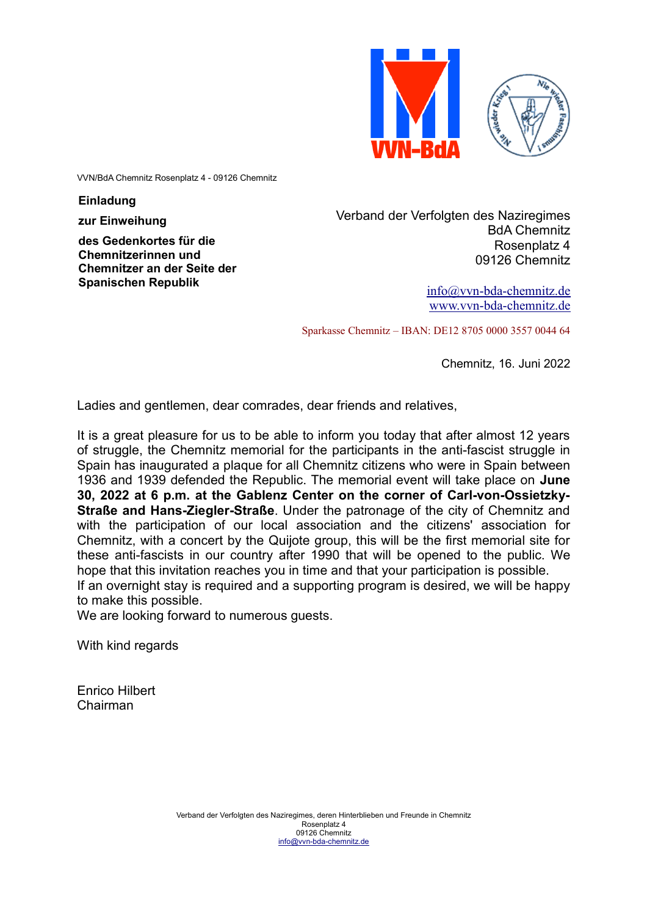VVN/BdA Chemnitz Rosenplatz 4 - 09126 Chemnitz

**Einladung**

**zur Einweihung**

**des Gedenkortes für die Chemnitzerinnen und Chemnitzer an der Seite der Spanischen Republik**

Verband der Verfolgten des Naziregimes
BdA Chemnitz
Rosenplatz 4
09126 Chemnitz

info@vvn-bda-chemnitz.de
www.vvn-bda-chemnitz.de

Sparkasse Chemnitz – IBAN: DE12 8705 0000 3557 0044 64

Chemnitz, 16. Juni 2022

Ladies and gentlemen, dear comrades, dear friends and relatives,

It is a great pleasure for us to be able to inform you today that after almost 12 years of struggle, the Chemnitz memorial for the participants in the anti-fascist struggle in Spain has inaugurated a plaque for all Chemnitz citizens who were in Spain between 1936 and 1939 defended the Republic. The memorial event will take place on **June 30, 2022 at 6 p.m. at the Gablenz Center on the corner of Carl-von-Ossietzky-Straße and Hans-Ziegler-Straße**. Under the patronage of the city of Chemnitz and with the participation of our local association and the citizens' association for Chemnitz, with a concert by the Quijote group, this will be the first memorial site for these anti-fascists in our country after 1990 that will be opened to the public. We hope that this invitation reaches you in time and that your participation is possible.
If an overnight stay is required and a supporting program is desired, we will be happy to make this possible.
We are looking forward to numerous guests.

With kind regards

Enrico Hilbert
Chairman

Verband der Verfolgten des Naziregimes, deren Hinterblieben und Freunde in Chemnitz
Rosenplatz 4
09126 Chemnitz
info@vvn-bda-chemnitz.de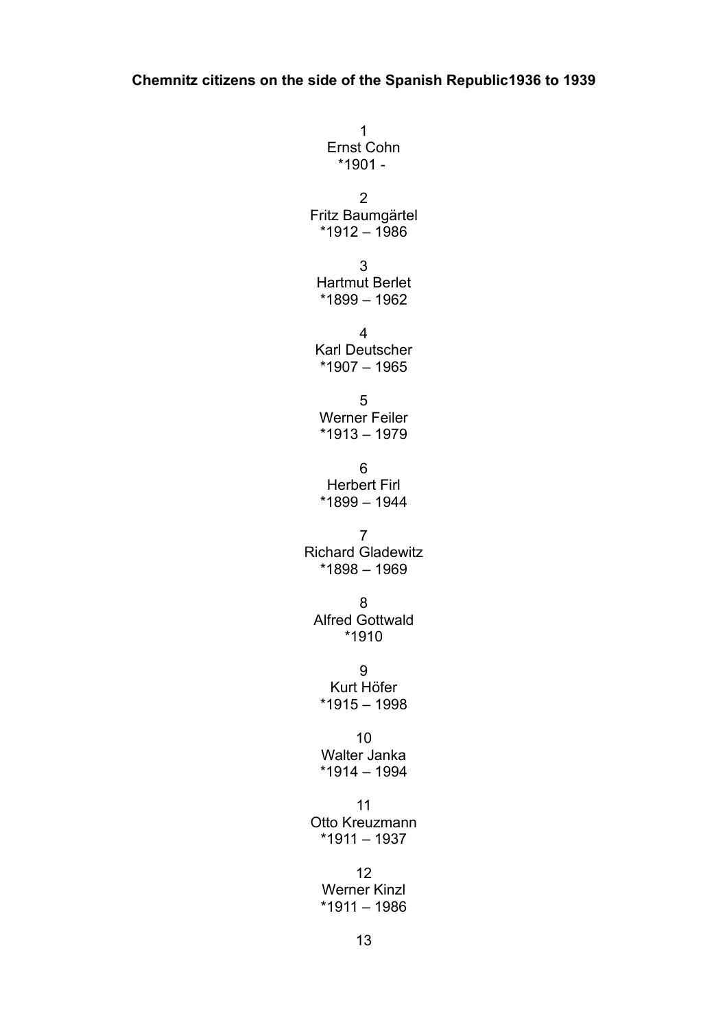**Chemnitz citizens on the side of the Spanish Republic1936 to 1939**

1
Ernst Cohn
*1901 -

2
Fritz Baumgärtel
*1912 – 1986

3
Hartmut Berlet
*1899 – 1962

4
Karl Deutscher
*1907 – 1965

5
Werner Feiler
*1913 – 1979

6
Herbert Firl
*1899 – 1944

7
Richard Gladewitz
*1898 – 1969

8
Alfred Gottwald
*1910

9
Kurt Höfer
*1915 – 1998

10
Walter Janka
*1914 – 1994

11
Otto Kreuzmann
*1911 – 1937

12
Werner Kinzl
*1911 – 1986

13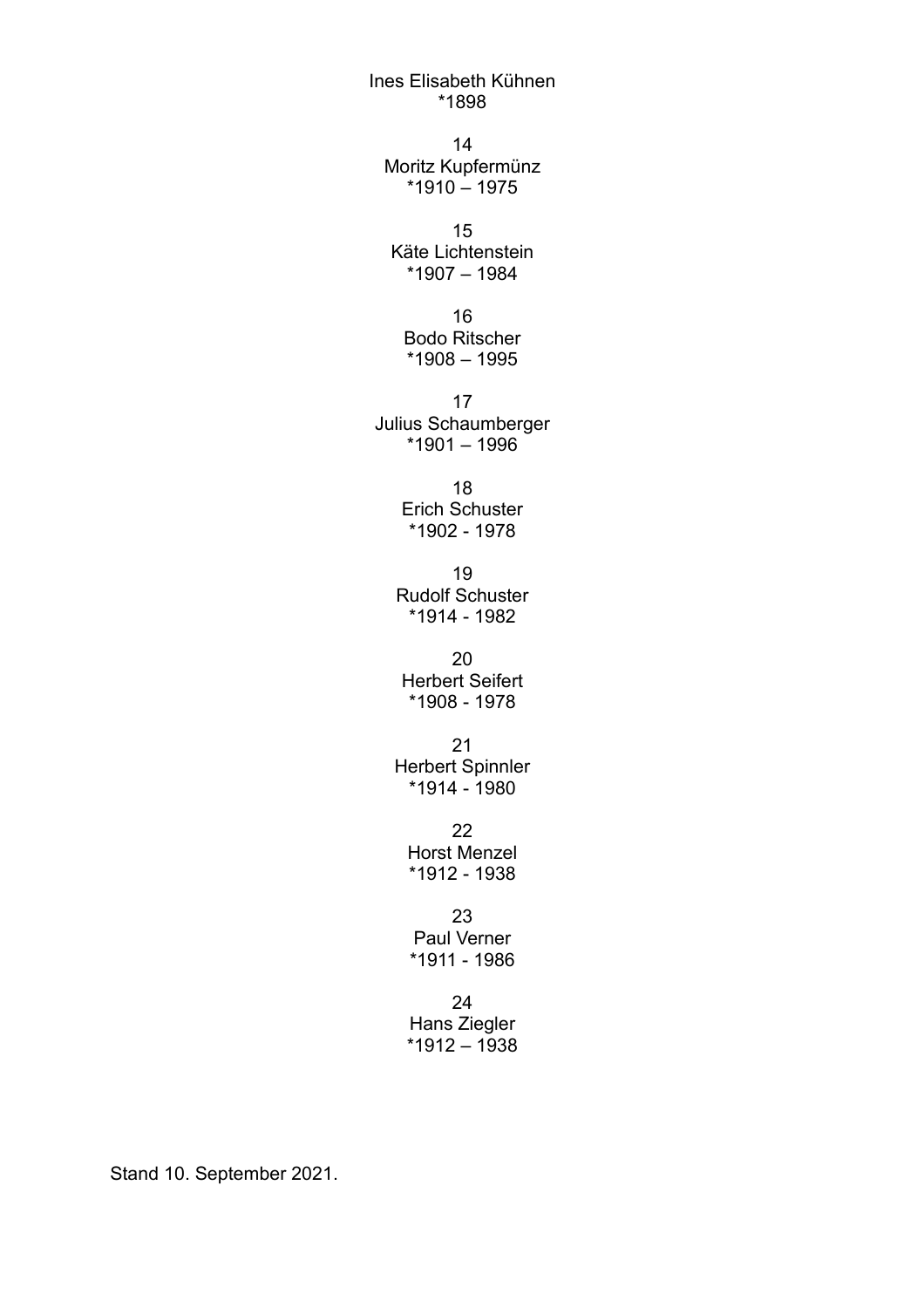Ines Elisabeth Kühnen
*1898

14
Moritz Kupfermünz
*1910 – 1975

15
Käte Lichtenstein
*1907 – 1984

16
Bodo Ritscher
*1908 – 1995

17
Julius Schaumberger
*1901 – 1996

18
Erich Schuster
*1902 - 1978

19
Rudolf Schuster
*1914 - 1982

20
Herbert Seifert
*1908 - 1978

21
Herbert Spinnler
*1914 - 1980

22
Horst Menzel
*1912 - 1938

23
Paul Verner
*1911 - 1986

24
Hans Ziegler
*1912 – 1938

Stand 10. September 2021.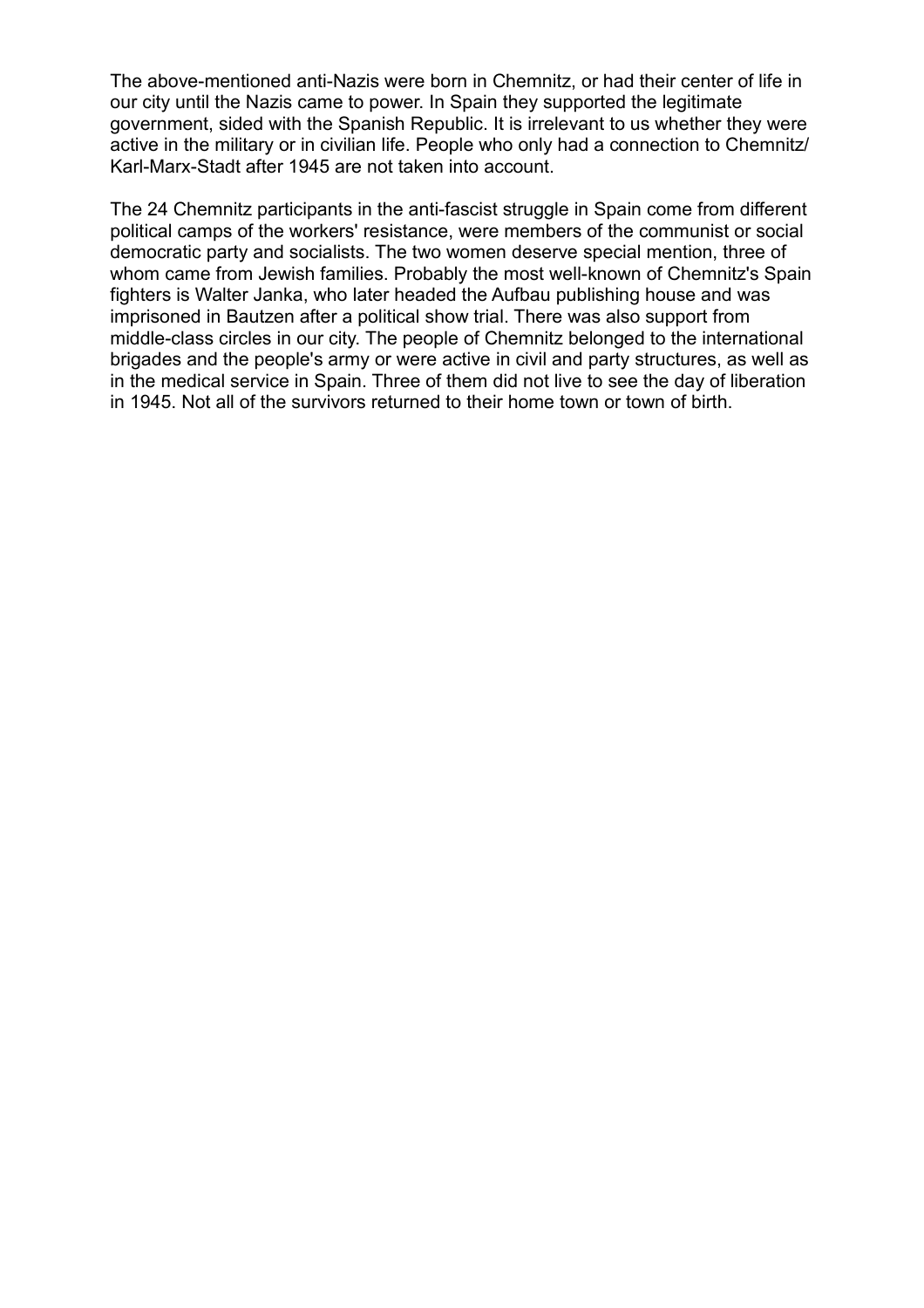The above-mentioned anti-Nazis were born in Chemnitz, or had their center of life in our city until the Nazis came to power. In Spain they supported the legitimate government, sided with the Spanish Republic. It is irrelevant to us whether they were active in the military or in civilian life. People who only had a connection to Chemnitz/ Karl-Marx-Stadt after 1945 are not taken into account.

The 24 Chemnitz participants in the anti-fascist struggle in Spain come from different political camps of the workers' resistance, were members of the communist or social democratic party and socialists. The two women deserve special mention, three of whom came from Jewish families. Probably the most well-known of Chemnitz's Spain fighters is Walter Janka, who later headed the Aufbau publishing house and was imprisoned in Bautzen after a political show trial. There was also support from middle-class circles in our city. The people of Chemnitz belonged to the international brigades and the people's army or were active in civil and party structures, as well as in the medical service in Spain. Three of them did not live to see the day of liberation in 1945. Not all of the survivors returned to their home town or town of birth.